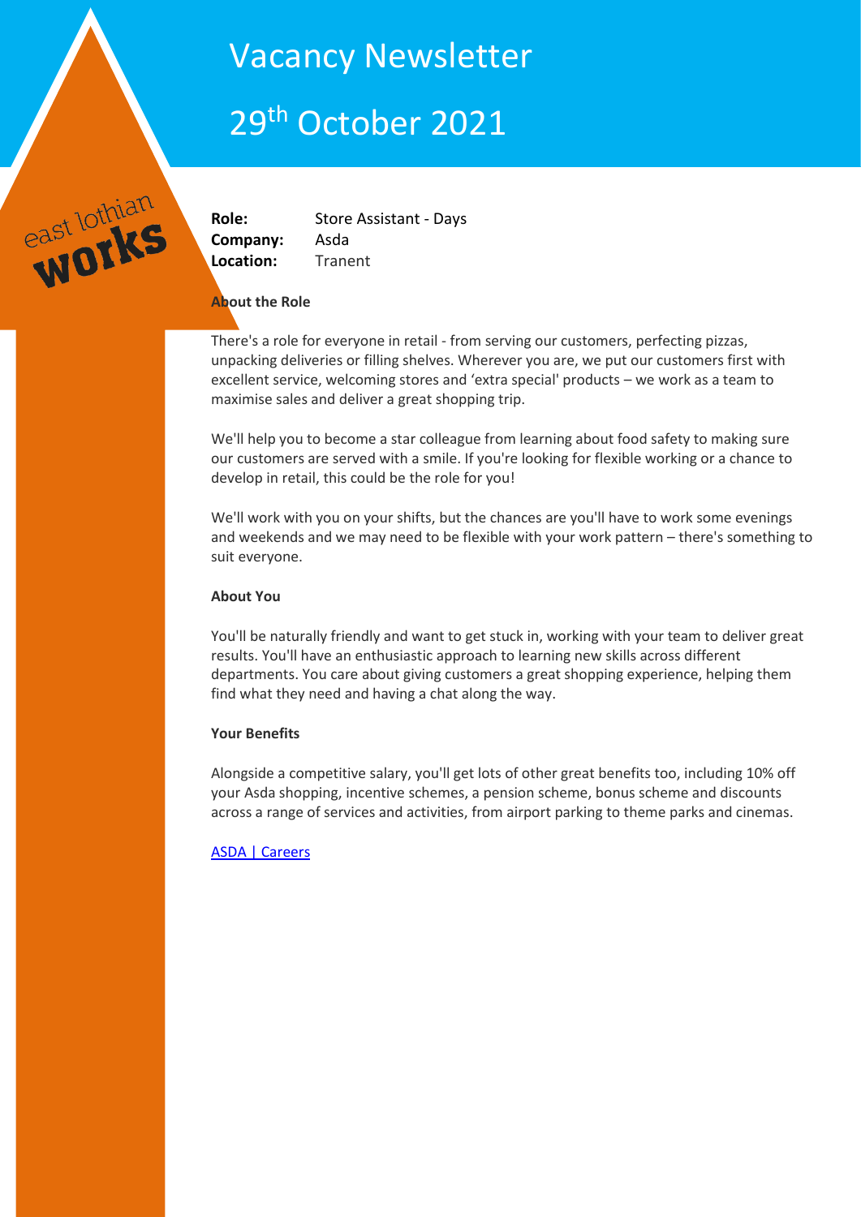# Vacancy Newsletter

## 29th October 2021

east lothian works

**Role:** Store Assistant - Days
**Company:** Asda
**Location:** Tranent

**About the Role**

There's a role for everyone in retail - from serving our customers, perfecting pizzas, unpacking deliveries or filling shelves. Wherever you are, we put our customers first with excellent service, welcoming stores and 'extra special' products – we work as a team to maximise sales and deliver a great shopping trip.

We'll help you to become a star colleague from learning about food safety to making sure our customers are served with a smile. If you're looking for flexible working or a chance to develop in retail, this could be the role for you!

We'll work with you on your shifts, but the chances are you'll have to work some evenings and weekends and we may need to be flexible with your work pattern – there's something to suit everyone.

**About You**

You'll be naturally friendly and want to get stuck in, working with your team to deliver great results. You'll have an enthusiastic approach to learning new skills across different departments. You care about giving customers a great shopping experience, helping them find what they need and having a chat along the way.

**Your Benefits**

Alongside a competitive salary, you'll get lots of other great benefits too, including 10% off your Asda shopping, incentive schemes, a pension scheme, bonus scheme and discounts across a range of services and activities, from airport parking to theme parks and cinemas.

ASDA | Careers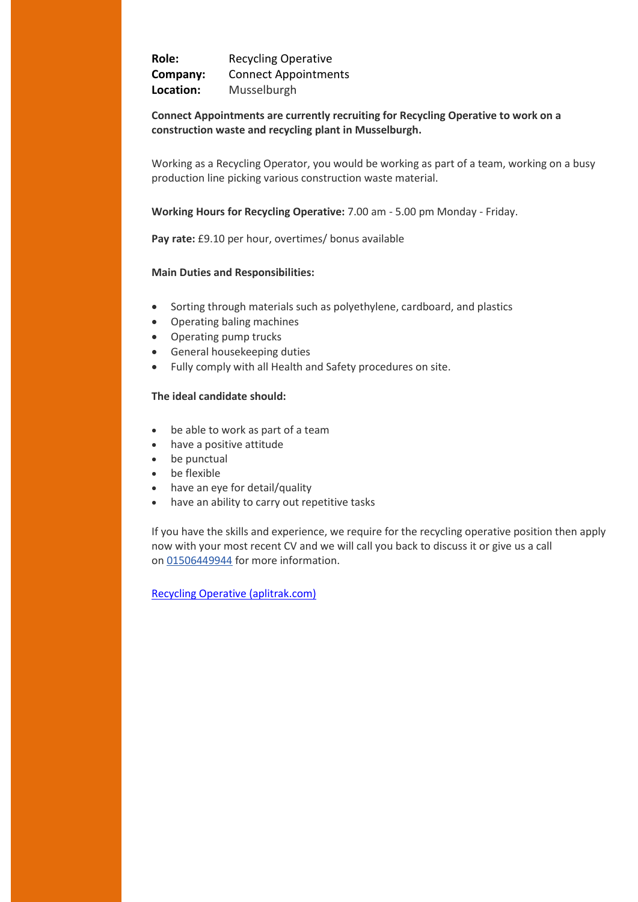**Role:** Recycling Operative
**Company:** Connect Appointments
**Location:** Musselburgh

**Connect Appointments are currently recruiting for Recycling Operative to work on a construction waste and recycling plant in Musselburgh.**

Working as a Recycling Operator, you would be working as part of a team, working on a busy production line picking various construction waste material.

**Working Hours for Recycling Operative:** 7.00 am - 5.00 pm Monday - Friday.

**Pay rate:** £9.10 per hour, overtimes/ bonus available

**Main Duties and Responsibilities:**

- Sorting through materials such as polyethylene, cardboard, and plastics
- Operating baling machines
- Operating pump trucks
- General housekeeping duties
- Fully comply with all Health and Safety procedures on site.

**The ideal candidate should:**

- be able to work as part of a team
- have a positive attitude
- be punctual
- be flexible
- have an eye for detail/quality
- have an ability to carry out repetitive tasks

If you have the skills and experience, we require for the recycling operative position then apply now with your most recent CV and we will call you back to discuss it or give us a call on 01506449944 for more information.

Recycling Operative (aplitrak.com)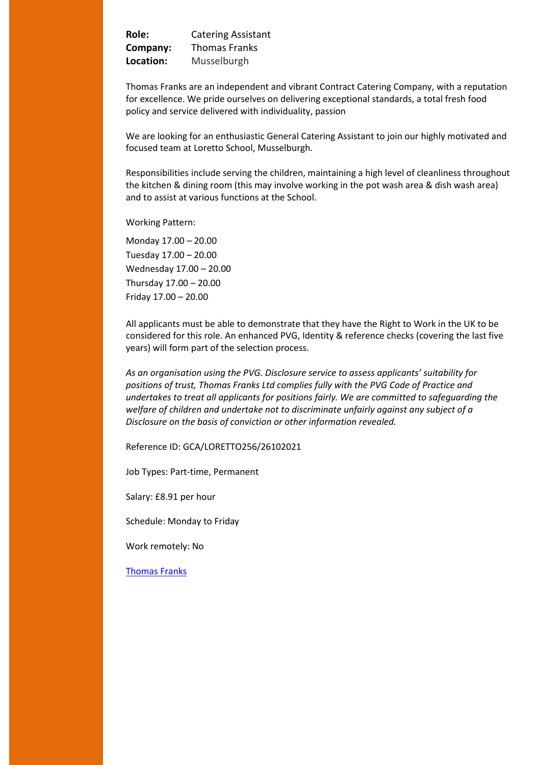**Role:** Catering Assistant
**Company:** Thomas Franks
**Location:** Musselburgh

Thomas Franks are an independent and vibrant Contract Catering Company, with a reputation for excellence. We pride ourselves on delivering exceptional standards, a total fresh food policy and service delivered with individuality, passion

We are looking for an enthusiastic General Catering Assistant to join our highly motivated and focused team at Loretto School, Musselburgh.

Responsibilities include serving the children, maintaining a high level of cleanliness throughout the kitchen & dining room (this may involve working in the pot wash area & dish wash area) and to assist at various functions at the School.

Working Pattern:

Monday 17.00 – 20.00
Tuesday 17.00 – 20.00
Wednesday 17.00 – 20.00
Thursday 17.00 – 20.00
Friday 17.00 – 20.00

All applicants must be able to demonstrate that they have the Right to Work in the UK to be considered for this role. An enhanced PVG, Identity & reference checks (covering the last five years) will form part of the selection process.

*As an organisation using the PVG. Disclosure service to assess applicants' suitability for positions of trust, Thomas Franks Ltd complies fully with the PVG Code of Practice and undertakes to treat all applicants for positions fairly. We are committed to safeguarding the welfare of children and undertake not to discriminate unfairly against any subject of a Disclosure on the basis of conviction or other information revealed.*

Reference ID: GCA/LORETTO256/26102021

Job Types: Part-time, Permanent

Salary: £8.91 per hour

Schedule: Monday to Friday

Work remotely: No

[Thomas Franks]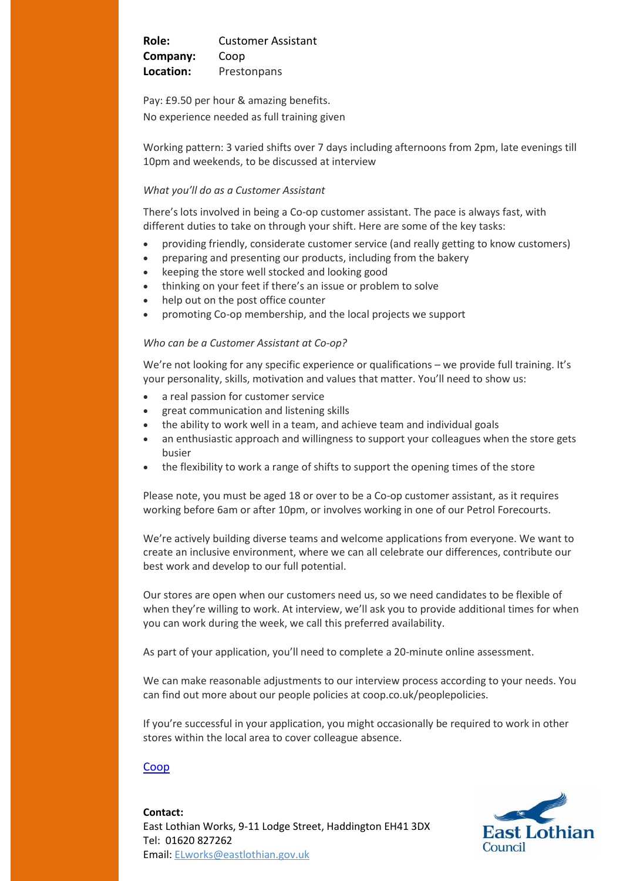**Role:** Customer Assistant
**Company:** Coop
**Location:** Prestonpans

Pay: £9.50 per hour & amazing benefits.
No experience needed as full training given

Working pattern: 3 varied shifts over 7 days including afternoons from 2pm, late evenings till 10pm and weekends, to be discussed at interview

*What you'll do as a Customer Assistant*

There's lots involved in being a Co-op customer assistant. The pace is always fast, with different duties to take on through your shift. Here are some of the key tasks:

- providing friendly, considerate customer service (and really getting to know customers)
- preparing and presenting our products, including from the bakery
- keeping the store well stocked and looking good
- thinking on your feet if there's an issue or problem to solve
- help out on the post office counter
- promoting Co-op membership, and the local projects we support

*Who can be a Customer Assistant at Co-op?*

We're not looking for any specific experience or qualifications – we provide full training. It's your personality, skills, motivation and values that matter. You'll need to show us:

- a real passion for customer service
- great communication and listening skills
- the ability to work well in a team, and achieve team and individual goals
- an enthusiastic approach and willingness to support your colleagues when the store gets busier
- the flexibility to work a range of shifts to support the opening times of the store

Please note, you must be aged 18 or over to be a Co-op customer assistant, as it requires working before 6am or after 10pm, or involves working in one of our Petrol Forecourts.

We're actively building diverse teams and welcome applications from everyone. We want to create an inclusive environment, where we can all celebrate our differences, contribute our best work and develop to our full potential.

Our stores are open when our customers need us, so we need candidates to be flexible of when they're willing to work. At interview, we'll ask you to provide additional times for when you can work during the week, we call this preferred availability.

As part of your application, you'll need to complete a 20-minute online assessment.

We can make reasonable adjustments to our interview process according to your needs. You can find out more about our people policies at coop.co.uk/peoplepolicies.

If you're successful in your application, you might occasionally be required to work in other stores within the local area to cover colleague absence.

Coop

**Contact:**
East Lothian Works, 9-11 Lodge Street, Haddington EH41 3DX
Tel: 01620 827262
Email: ELworks@eastlothian.gov.uk

East Lothian Council